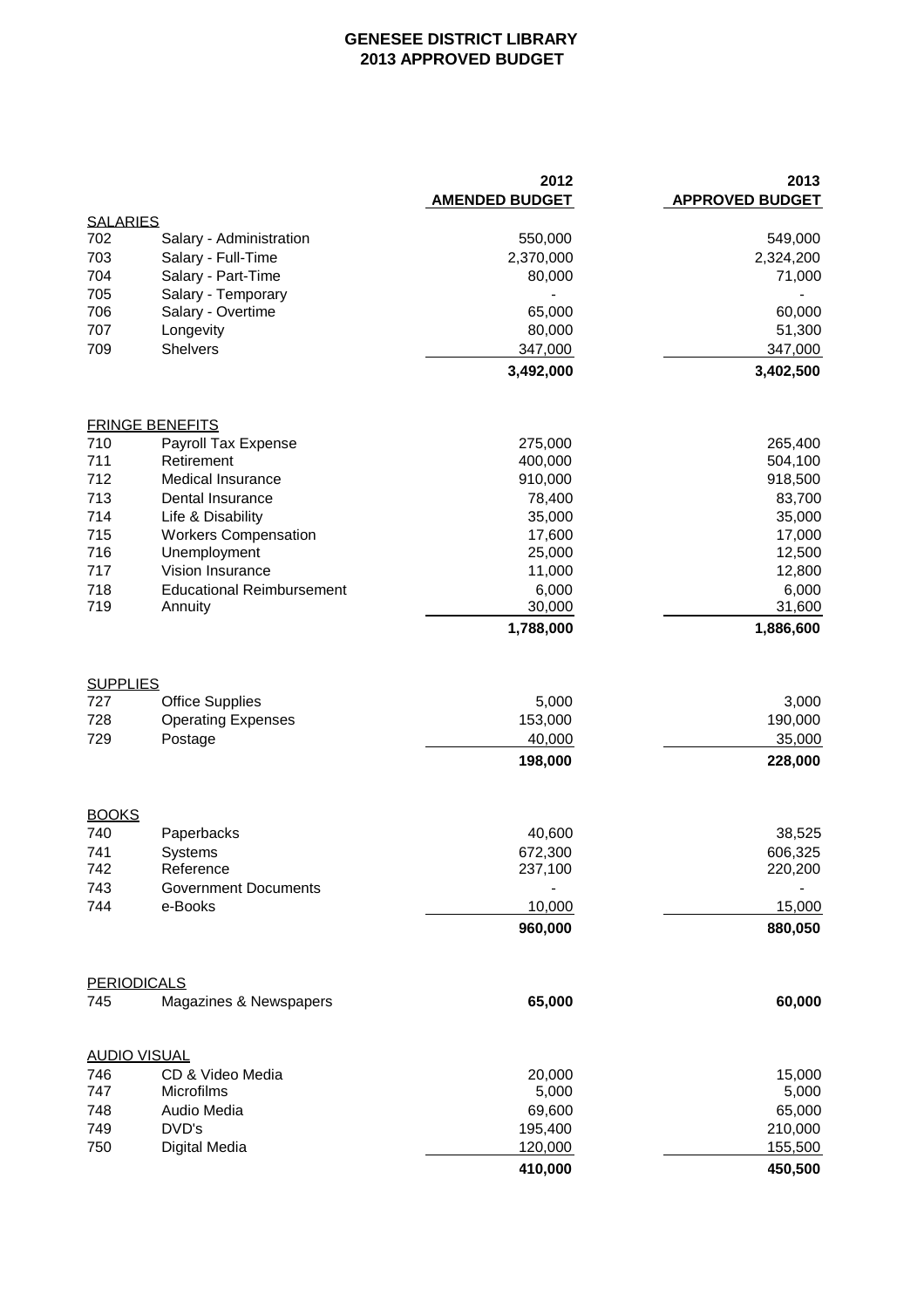# GENESEE DISTRICT LIBRARY
## 2013 APPROVED BUDGET

| | | 2012 AMENDED BUDGET | 2013 APPROVED BUDGET |
|---|---|---|---|
| **SALARIES** | | | |
| 702 | Salary - Administration | 550,000 | 549,000 |
| 703 | Salary - Full-Time | 2,370,000 | 2,324,200 |
| 704 | Salary - Part-Time | 80,000 | 71,000 |
| 705 | Salary - Temporary | - | - |
| 706 | Salary - Overtime | 65,000 | 60,000 |
| 707 | Longevity | 80,000 | 51,300 |
| 709 | Shelvers | 347,000 | 347,000 |
| | | **3,492,000** | **3,402,500** |
| **FRINGE BENEFITS** | | | |
| 710 | Payroll Tax Expense | 275,000 | 265,400 |
| 711 | Retirement | 400,000 | 504,100 |
| 712 | Medical Insurance | 910,000 | 918,500 |
| 713 | Dental Insurance | 78,400 | 83,700 |
| 714 | Life & Disability | 35,000 | 35,000 |
| 715 | Workers Compensation | 17,600 | 17,000 |
| 716 | Unemployment | 25,000 | 12,500 |
| 717 | Vision Insurance | 11,000 | 12,800 |
| 718 | Educational Reimbursement | 6,000 | 6,000 |
| 719 | Annuity | 30,000 | 31,600 |
| | | **1,788,000** | **1,886,600** |
| **SUPPLIES** | | | |
| 727 | Office Supplies | 5,000 | 3,000 |
| 728 | Operating Expenses | 153,000 | 190,000 |
| 729 | Postage | 40,000 | 35,000 |
| | | **198,000** | **228,000** |
| **BOOKS** | | | |
| 740 | Paperbacks | 40,600 | 38,525 |
| 741 | Systems | 672,300 | 606,325 |
| 742 | Reference | 237,100 | 220,200 |
| 743 | Government Documents | - | - |
| 744 | e-Books | 10,000 | 15,000 |
| | | **960,000** | **880,050** |
| **PERIODICALS** | | | |
| 745 | Magazines & Newspapers | **65,000** | **60,000** |
| **AUDIO VISUAL** | | | |
| 746 | CD & Video Media | 20,000 | 15,000 |
| 747 | Microfilms | 5,000 | 5,000 |
| 748 | Audio Media | 69,600 | 65,000 |
| 749 | DVD's | 195,400 | 210,000 |
| 750 | Digital Media | 120,000 | 155,500 |
| | | **410,000** | **450,500** |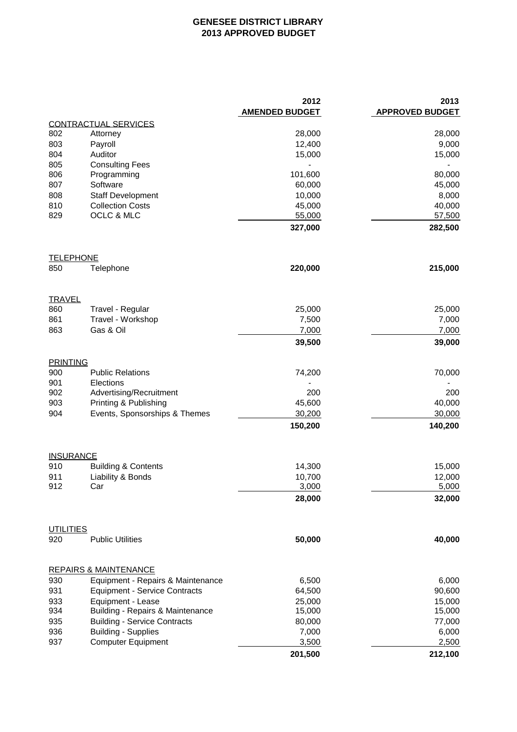# GENESEE DISTRICT LIBRARY
## 2013 APPROVED BUDGET

| | | 2012 AMENDED BUDGET | 2013 APPROVED BUDGET |
|---|---|---|---|
| **CONTRACTUAL SERVICES** | | | |
| 802 | Attorney | 28,000 | 28,000 |
| 803 | Payroll | 12,400 | 9,000 |
| 804 | Auditor | 15,000 | 15,000 |
| 805 | Consulting Fees | - | - |
| 806 | Programming | 101,600 | 80,000 |
| 807 | Software | 60,000 | 45,000 |
| 808 | Staff Development | 10,000 | 8,000 |
| 810 | Collection Costs | 45,000 | 40,000 |
| 829 | OCLC & MLC | 55,000 | 57,500 |
| | | **327,000** | **282,500** |
| **TELEPHONE** | | | |
| 850 | Telephone | **220,000** | **215,000** |
| **TRAVEL** | | | |
| 860 | Travel - Regular | 25,000 | 25,000 |
| 861 | Travel - Workshop | 7,500 | 7,000 |
| 863 | Gas & Oil | 7,000 | 7,000 |
| | | **39,500** | **39,000** |
| **PRINTING** | | | |
| 900 | Public Relations | 74,200 | 70,000 |
| 901 | Elections | - | - |
| 902 | Advertising/Recruitment | 200 | 200 |
| 903 | Printing & Publishing | 45,600 | 40,000 |
| 904 | Events, Sponsorships & Themes | 30,200 | 30,000 |
| | | **150,200** | **140,200** |
| **INSURANCE** | | | |
| 910 | Building & Contents | 14,300 | 15,000 |
| 911 | Liability & Bonds | 10,700 | 12,000 |
| 912 | Car | 3,000 | 5,000 |
| | | **28,000** | **32,000** |
| **UTILITIES** | | | |
| 920 | Public Utilities | **50,000** | **40,000** |
| **REPAIRS & MAINTENANCE** | | | |
| 930 | Equipment - Repairs & Maintenance | 6,500 | 6,000 |
| 931 | Equipment - Service Contracts | 64,500 | 90,600 |
| 933 | Equipment - Lease | 25,000 | 15,000 |
| 934 | Building - Repairs & Maintenance | 15,000 | 15,000 |
| 935 | Building - Service Contracts | 80,000 | 77,000 |
| 936 | Building - Supplies | 7,000 | 6,000 |
| 937 | Computer Equipment | 3,500 | 2,500 |
| | | **201,500** | **212,100** |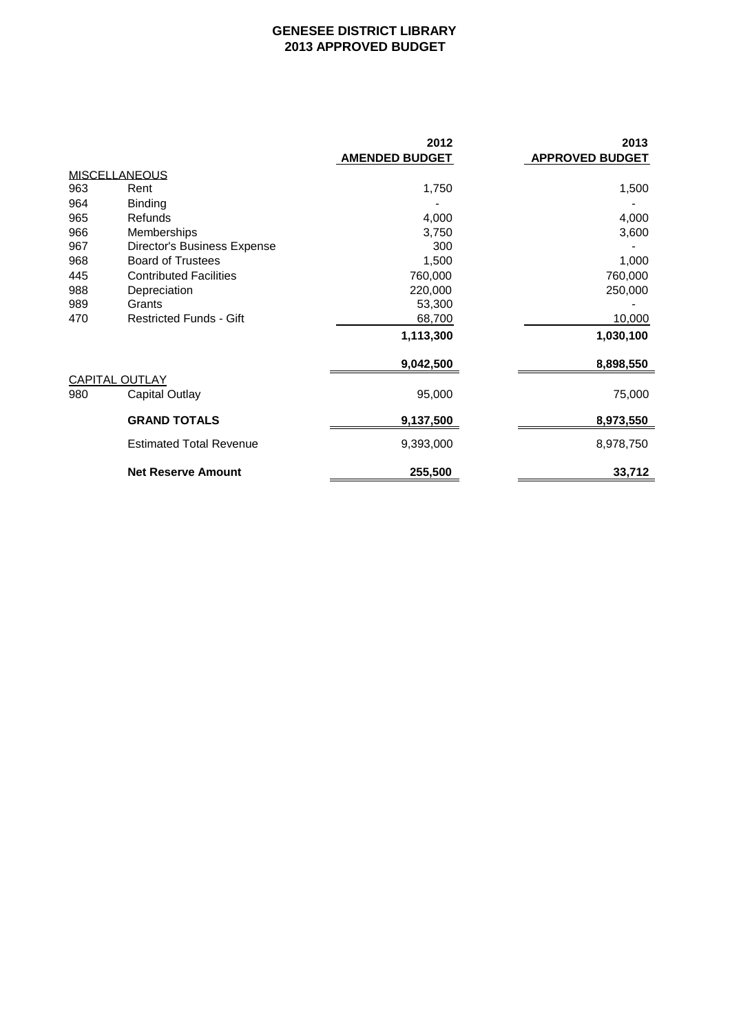# GENESEE DISTRICT LIBRARY
## 2013 APPROVED BUDGET

| | | 2012 AMENDED BUDGET | 2013 APPROVED BUDGET |
|---|---|---|---|
| MISCELLANEOUS | | | |
| 963 | Rent | 1,750 | 1,500 |
| 964 | Binding | - | - |
| 965 | Refunds | 4,000 | 4,000 |
| 966 | Memberships | 3,750 | 3,600 |
| 967 | Director's Business Expense | 300 | - |
| 968 | Board of Trustees | 1,500 | 1,000 |
| 445 | Contributed Facilities | 760,000 | 760,000 |
| 988 | Depreciation | 220,000 | 250,000 |
| 989 | Grants | 53,300 | - |
| 470 | Restricted Funds - Gift | 68,700 | 10,000 |
| | | **1,113,300** | **1,030,100** |
| | | **9,042,500** | **8,898,550** |
| CAPITAL OUTLAY | | | |
| 980 | Capital Outlay | 95,000 | 75,000 |
| | **GRAND TOTALS** | **9,137,500** | **8,973,550** |
| | Estimated Total Revenue | 9,393,000 | 8,978,750 |
| | **Net Reserve Amount** | **255,500** | **33,712** |